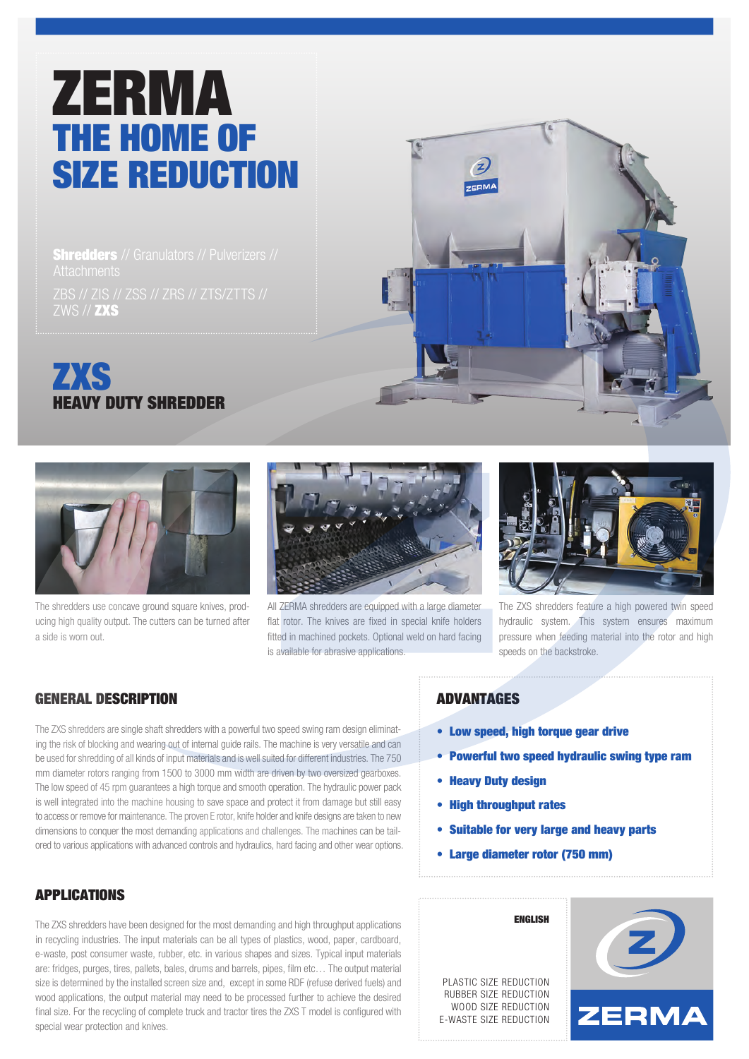# ZERMA

## THE HOME OF SIZE REDUCTION

**Shredders** // Granulators // Pulverizers // Attachments

ZBS // ZIS // ZSS // ZRS // ZTS/ZTTS // ZWS // **ZXS**

# ZXS

## HEAVY DUTY SHREDDER

The shredders use concave ground square knives, producing high quality output. The cutters can be turned after a side is worn out.

All ZERMA shredders are equipped with a large diameter flat rotor. The knives are fixed in special knife holders fitted in machined pockets. Optional weld on hard facing is available for abrasive applications.

The ZXS shredders feature a high powered twin speed hydraulic system. This system ensures maximum pressure when feeding material into the rotor and high speeds on the backstroke.

## GENERAL DESCRIPTION

The ZXS shredders are single shaft shredders with a powerful two speed swing ram design eliminating the risk of blocking and wearing out of internal guide rails. The machine is very versatile and can be used for shredding of all kinds of input materials and is well suited for different industries. The 750 mm diameter rotors ranging from 1500 to 3000 mm width are driven by two oversized gearboxes. The low speed of 45 rpm guarantees a high torque and smooth operation. The hydraulic power pack is well integrated into the machine housing to save space and protect it from damage but still easy to access or remove for maintenance. The proven E rotor, knife holder and knife designs are taken to new dimensions to conquer the most demanding applications and challenges. The machines can be tailored to various applications with advanced controls and hydraulics, hard facing and other wear options.

## ADVANTAGES

- **Low speed, high torque gear drive**
- **Powerful two speed hydraulic swing type ram**
- **Heavy Duty design**
- **High throughput rates**
- **Suitable for very large and heavy parts**
- **Large diameter rotor (750 mm)**

## APPLICATIONS

The ZXS shredders have been designed for the most demanding and high throughput applications in recycling industries. The input materials can be all types of plastics, wood, paper, cardboard, e-waste, post consumer waste, rubber, etc. in various shapes and sizes. Typical input materials are: fridges, purges, tires, pallets, bales, drums and barrels, pipes, film etc… The output material size is determined by the installed screen size and, except in some RDF (refuse derived fuels) and wood applications, the output material may need to be processed further to achieve the desired final size. For the recycling of complete truck and tractor tires the ZXS T model is configured with special wear protection and knives.

**ENGLISH**

PLASTIC SIZE REDUCTION
RUBBER SIZE REDUCTION
WOOD SIZE REDUCTION
E-WASTE SIZE REDUCTION

ZERMA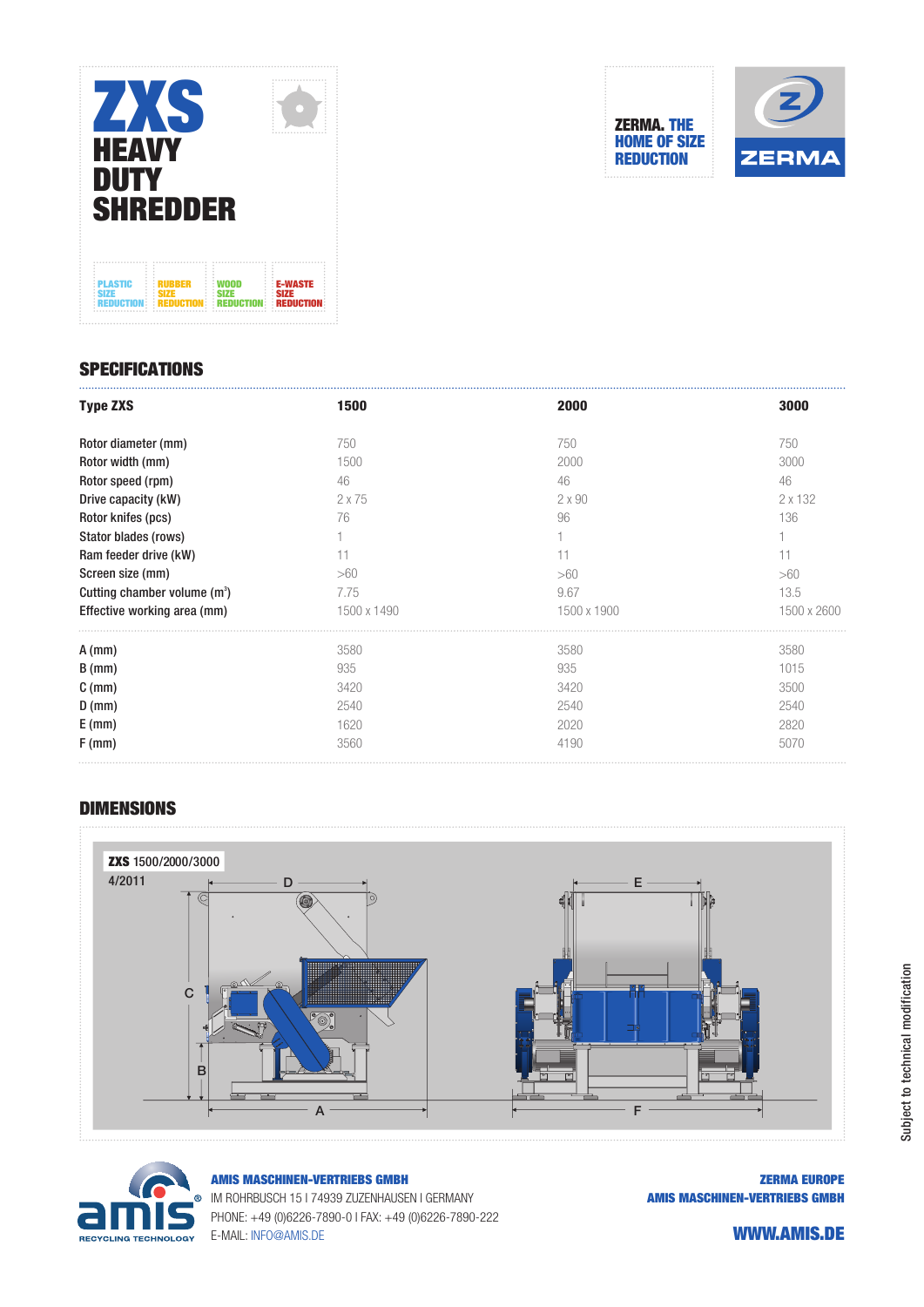# ZXS HEAVY DUTY SHREDDER

PLASTIC SIZE REDUCTION | RUBBER SIZE REDUCTION | WOOD SIZE REDUCTION | E-WASTE SIZE REDUCTION

ZERMA. THE HOME OF SIZE REDUCTION

ZERMA

## SPECIFICATIONS

| Type ZXS | 1500 | 2000 | 3000 |
|---|---|---|---|
| Rotor diameter (mm) | 750 | 750 | 750 |
| Rotor width (mm) | 1500 | 2000 | 3000 |
| Rotor speed (rpm) | 46 | 46 | 46 |
| Drive capacity (kW) | 2 x 75 | 2 x 90 | 2 x 132 |
| Rotor knifes (pcs) | 76 | 96 | 136 |
| Stator blades (rows) | 1 | 1 | 1 |
| Ram feeder drive (kW) | 11 | 11 | 11 |
| Screen size (mm) | >60 | >60 | >60 |
| Cutting chamber volume ($m^3$) | 7.75 | 9.67 | 13.5 |
| Effective working area (mm) | 1500 x 1490 | 1500 x 1900 | 1500 x 2600 |
| A (mm) | 3580 | 3580 | 3580 |
| B (mm) | 935 | 935 | 1015 |
| C (mm) | 3420 | 3420 | 3500 |
| D (mm) | 2540 | 2540 | 2540 |
| E (mm) | 1620 | 2020 | 2820 |
| F (mm) | 3560 | 4190 | 5070 |

## DIMENSIONS

ZXS 1500/2000/3000
4/2011

D
C
B
A
E
F

Subject to technical modification

amis RECYCLING TECHNOLOGY

**AMIS MASCHINEN-VERTRIEBS GMBH**
IM ROHRBUSCH 15 I 74939 ZUZENHAUSEN I GERMANY
PHONE: +49 (0)6226-7890-0 I FAX: +49 (0)6226-7890-222
E-MAIL: INFO@AMIS.DE

**ZERMA EUROPE**
**AMIS MASCHINEN-VERTRIEBS GMBH**

**WWW.AMIS.DE**